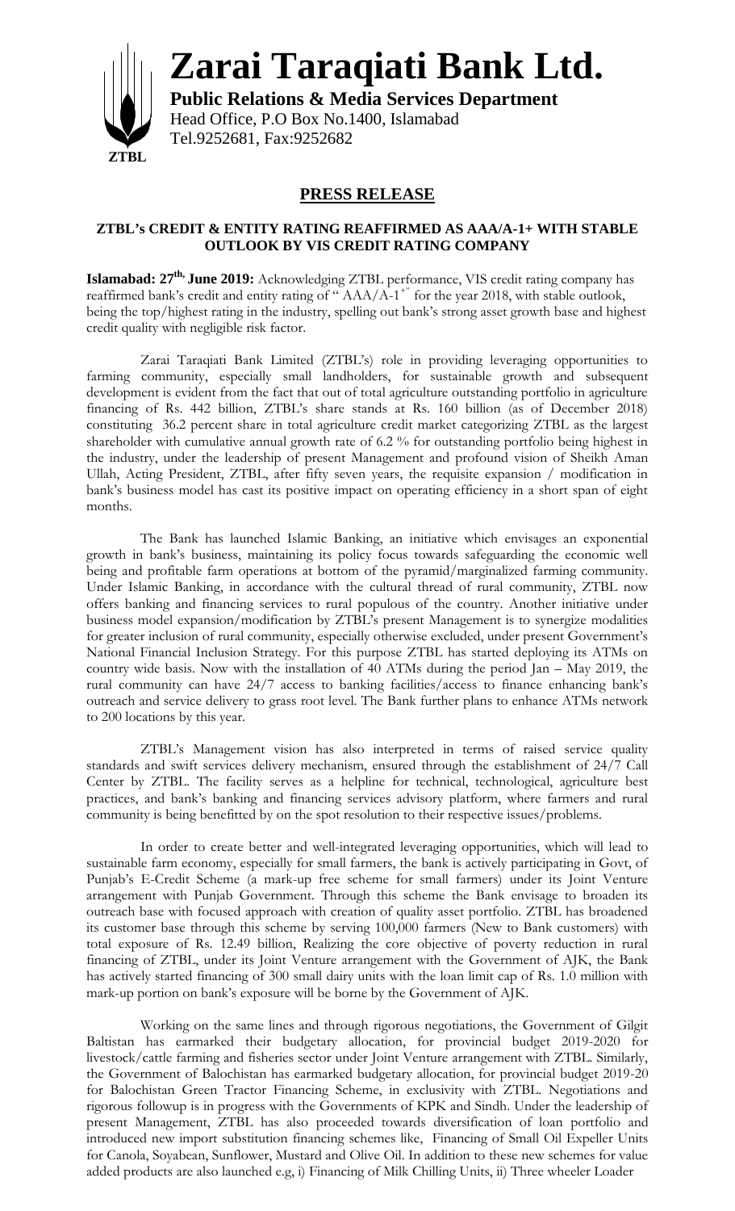# Zarai Taraqiati Bank Ltd.

**Public Relations & Media Services Department**
Head Office, P.O Box No.1400, Islamabad
Tel.9252681, Fax:9252682

ZTBL

## PRESS RELEASE

### ZTBL's CREDIT & ENTITY RATING REAFFIRMED AS AAA/A-1+ WITH STABLE OUTLOOK BY VIS CREDIT RATING COMPANY

**Islamabad: 27th, June 2019:** Acknowledging ZTBL performance, VIS credit rating company has reaffirmed bank's credit and entity rating of " AAA/A-1+" for the year 2018, with stable outlook, being the top/highest rating in the industry, spelling out bank's strong asset growth base and highest credit quality with negligible risk factor.

Zarai Taraqiati Bank Limited (ZTBL's) role in providing leveraging opportunities to farming community, especially small landholders, for sustainable growth and subsequent development is evident from the fact that out of total agriculture outstanding portfolio in agriculture financing of Rs. 442 billion, ZTBL's share stands at Rs. 160 billion (as of December 2018) constituting 36.2 percent share in total agriculture credit market categorizing ZTBL as the largest shareholder with cumulative annual growth rate of 6.2 % for outstanding portfolio being highest in the industry, under the leadership of present Management and profound vision of Sheikh Aman Ullah, Acting President, ZTBL, after fifty seven years, the requisite expansion / modification in bank's business model has cast its positive impact on operating efficiency in a short span of eight months.

The Bank has launched Islamic Banking, an initiative which envisages an exponential growth in bank's business, maintaining its policy focus towards safeguarding the economic well being and profitable farm operations at bottom of the pyramid/marginalized farming community. Under Islamic Banking, in accordance with the cultural thread of rural community, ZTBL now offers banking and financing services to rural populous of the country. Another initiative under business model expansion/modification by ZTBL's present Management is to synergize modalities for greater inclusion of rural community, especially otherwise excluded, under present Government's National Financial Inclusion Strategy. For this purpose ZTBL has started deploying its ATMs on country wide basis. Now with the installation of 40 ATMs during the period Jan – May 2019, the rural community can have 24/7 access to banking facilities/access to finance enhancing bank's outreach and service delivery to grass root level. The Bank further plans to enhance ATMs network to 200 locations by this year.

ZTBL's Management vision has also interpreted in terms of raised service quality standards and swift services delivery mechanism, ensured through the establishment of 24/7 Call Center by ZTBL. The facility serves as a helpline for technical, technological, agriculture best practices, and bank's banking and financing services advisory platform, where farmers and rural community is being benefitted by on the spot resolution to their respective issues/problems.

In order to create better and well-integrated leveraging opportunities, which will lead to sustainable farm economy, especially for small farmers, the bank is actively participating in Govt, of Punjab's E-Credit Scheme (a mark-up free scheme for small farmers) under its Joint Venture arrangement with Punjab Government. Through this scheme the Bank envisage to broaden its outreach base with focused approach with creation of quality asset portfolio. ZTBL has broadened its customer base through this scheme by serving 100,000 farmers (New to Bank customers) with total exposure of Rs. 12.49 billion, Realizing the core objective of poverty reduction in rural financing of ZTBL, under its Joint Venture arrangement with the Government of AJK, the Bank has actively started financing of 300 small dairy units with the loan limit cap of Rs. 1.0 million with mark-up portion on bank's exposure will be borne by the Government of AJK.

Working on the same lines and through rigorous negotiations, the Government of Gilgit Baltistan has earmarked their budgetary allocation, for provincial budget 2019-2020 for livestock/cattle farming and fisheries sector under Joint Venture arrangement with ZTBL. Similarly, the Government of Balochistan has earmarked budgetary allocation, for provincial budget 2019-20 for Balochistan Green Tractor Financing Scheme, in exclusivity with ZTBL. Negotiations and rigorous followup is in progress with the Governments of KPK and Sindh. Under the leadership of present Management, ZTBL has also proceeded towards diversification of loan portfolio and introduced new import substitution financing schemes like, Financing of Small Oil Expeller Units for Canola, Soyabean, Sunflower, Mustard and Olive Oil. In addition to these new schemes for value added products are also launched e.g, i) Financing of Milk Chilling Units, ii) Three wheeler Loader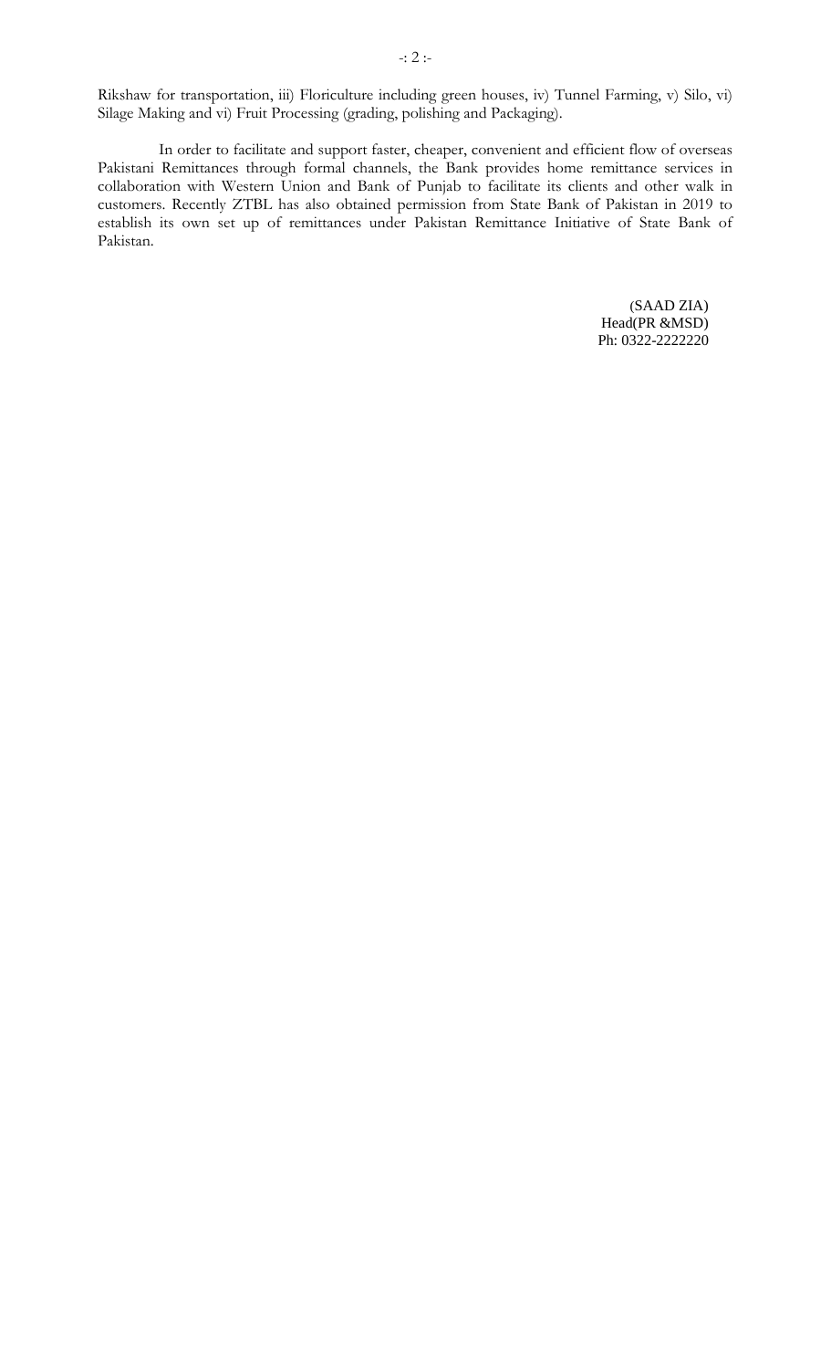Rikshaw for transportation, iii) Floriculture including green houses, iv) Tunnel Farming, v) Silo, vi) Silage Making and vi) Fruit Processing (grading, polishing and Packaging).

In order to facilitate and support faster, cheaper, convenient and efficient flow of overseas Pakistani Remittances through formal channels, the Bank provides home remittance services in collaboration with Western Union and Bank of Punjab to facilitate its clients and other walk in customers. Recently ZTBL has also obtained permission from State Bank of Pakistan in 2019 to establish its own set up of remittances under Pakistan Remittance Initiative of State Bank of Pakistan.

(SAAD ZIA)
Head(PR &MSD)
Ph: 0322-2222220